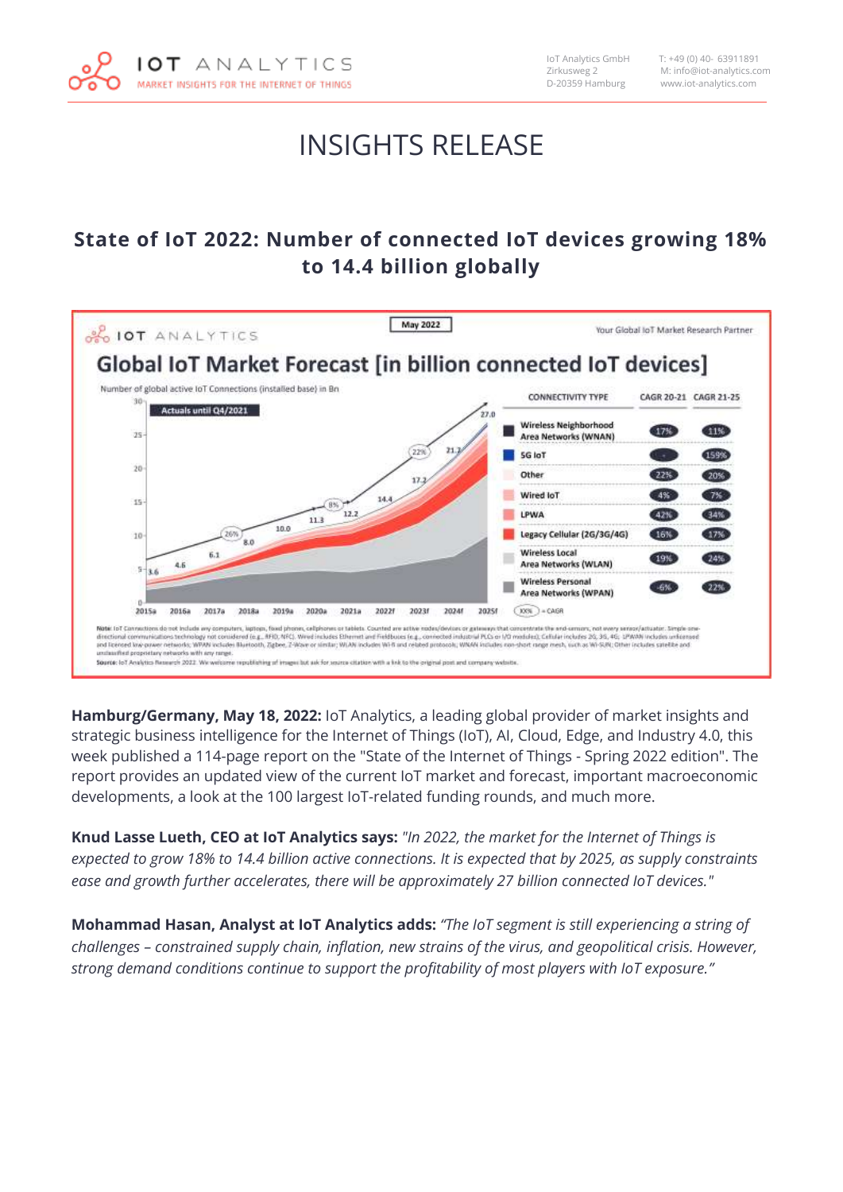# INSIGHTS RELEASE

## State of IoT 2022: Number of connected IoT devices growing 18% to 14.4 billion globally

**Hamburg/Germany, May 18, 2022:** IoT Analytics, a leading global provider of market insights and strategic business intelligence for the Internet of Things (IoT), AI, Cloud, Edge, and Industry 4.0, this week published a 114-page report on the "State of the Internet of Things - Spring 2022 edition". The report provides an updated view of the current IoT market and forecast, important macroeconomic developments, a look at the 100 largest IoT-related funding rounds, and much more.

**Knud Lasse Lueth, CEO at IoT Analytics says:** *"In 2022, the market for the Internet of Things is expected to grow 18% to 14.4 billion active connections. It is expected that by 2025, as supply constraints ease and growth further accelerates, there will be approximately 27 billion connected IoT devices."*

**Mohammad Hasan, Analyst at IoT Analytics adds:** *"The IoT segment is still experiencing a string of challenges – constrained supply chain, inflation, new strains of the virus, and geopolitical crisis. However, strong demand conditions continue to support the profitability of most players with IoT exposure."*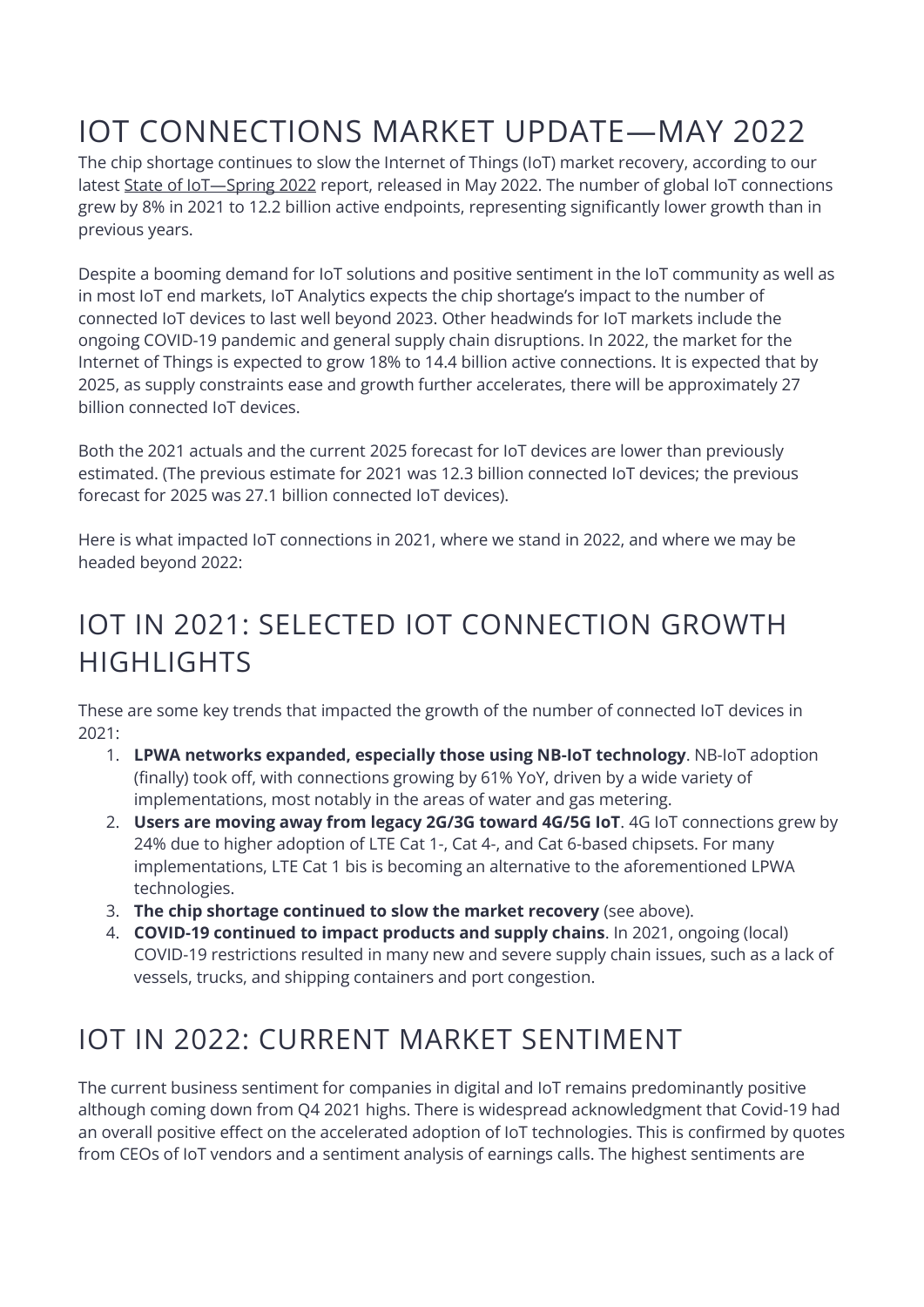# IOT CONNECTIONS MARKET UPDATE—MAY 2022

The chip shortage continues to slow the Internet of Things (IoT) market recovery, according to our latest State of IoT—Spring 2022 report, released in May 2022. The number of global IoT connections grew by 8% in 2021 to 12.2 billion active endpoints, representing significantly lower growth than in previous years.

Despite a booming demand for IoT solutions and positive sentiment in the IoT community as well as in most IoT end markets, IoT Analytics expects the chip shortage's impact to the number of connected IoT devices to last well beyond 2023. Other headwinds for IoT markets include the ongoing COVID-19 pandemic and general supply chain disruptions. In 2022, the market for the Internet of Things is expected to grow 18% to 14.4 billion active connections. It is expected that by 2025, as supply constraints ease and growth further accelerates, there will be approximately 27 billion connected IoT devices.

Both the 2021 actuals and the current 2025 forecast for IoT devices are lower than previously estimated. (The previous estimate for 2021 was 12.3 billion connected IoT devices; the previous forecast for 2025 was 27.1 billion connected IoT devices).

Here is what impacted IoT connections in 2021, where we stand in 2022, and where we may be headed beyond 2022:

# IOT IN 2021: SELECTED IOT CONNECTION GROWTH HIGHLIGHTS

These are some key trends that impacted the growth of the number of connected IoT devices in 2021:

1. **LPWA networks expanded, especially those using NB-IoT technology**. NB-IoT adoption (finally) took off, with connections growing by 61% YoY, driven by a wide variety of implementations, most notably in the areas of water and gas metering.
2. **Users are moving away from legacy 2G/3G toward 4G/5G IoT**. 4G IoT connections grew by 24% due to higher adoption of LTE Cat 1-, Cat 4-, and Cat 6-based chipsets. For many implementations, LTE Cat 1 bis is becoming an alternative to the aforementioned LPWA technologies.
3. **The chip shortage continued to slow the market recovery** (see above).
4. **COVID-19 continued to impact products and supply chains**. In 2021, ongoing (local) COVID-19 restrictions resulted in many new and severe supply chain issues, such as a lack of vessels, trucks, and shipping containers and port congestion.

# IOT IN 2022: CURRENT MARKET SENTIMENT

The current business sentiment for companies in digital and IoT remains predominantly positive although coming down from Q4 2021 highs. There is widespread acknowledgment that Covid-19 had an overall positive effect on the accelerated adoption of IoT technologies. This is confirmed by quotes from CEOs of IoT vendors and a sentiment analysis of earnings calls. The highest sentiments are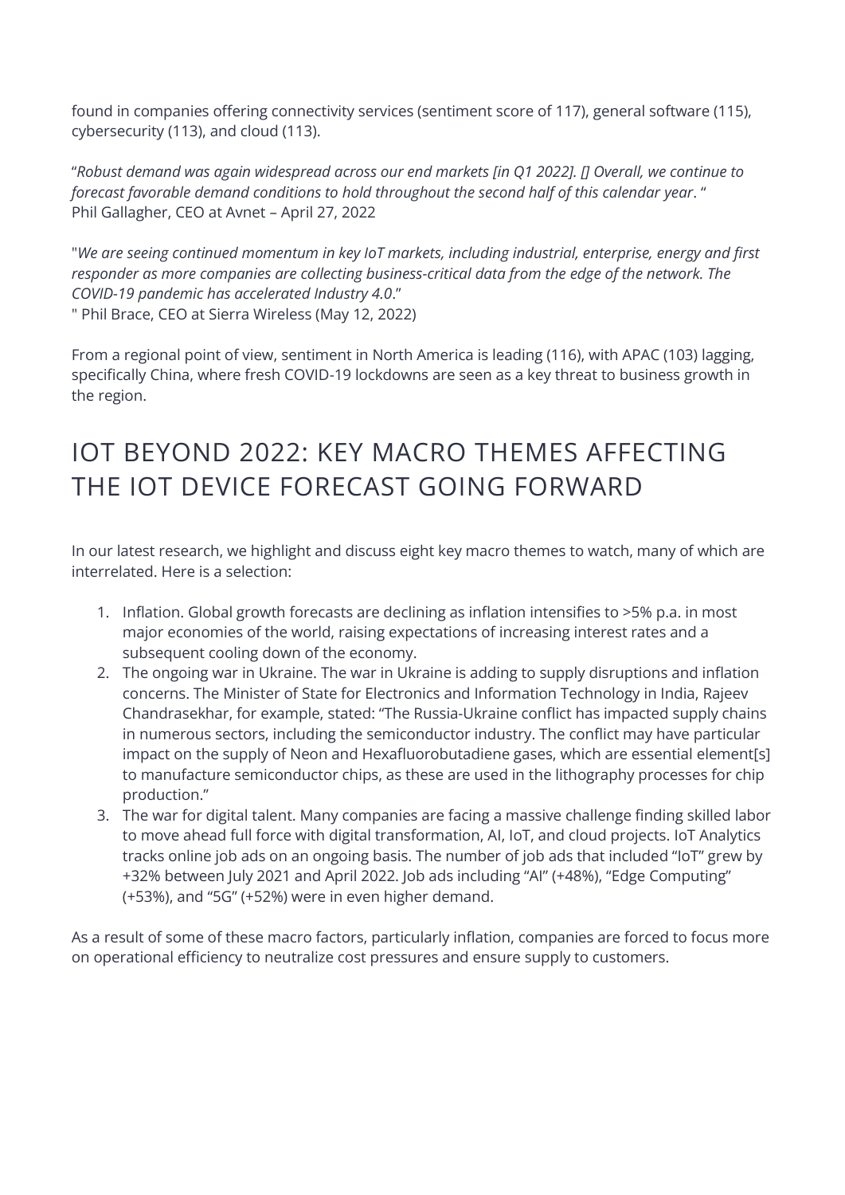found in companies offering connectivity services (sentiment score of 117), general software (115), cybersecurity (113), and cloud (113).

"*Robust demand was again widespread across our end markets [in Q1 2022]. [] Overall, we continue to forecast favorable demand conditions to hold throughout the second half of this calendar year*. "
Phil Gallagher, CEO at Avnet – April 27, 2022

"*We are seeing continued momentum in key IoT markets, including industrial, enterprise, energy and first responder as more companies are collecting business-critical data from the edge of the network. The COVID-19 pandemic has accelerated Industry 4.0*."
" Phil Brace, CEO at Sierra Wireless (May 12, 2022)

From a regional point of view, sentiment in North America is leading (116), with APAC (103) lagging, specifically China, where fresh COVID-19 lockdowns are seen as a key threat to business growth in the region.

# IOT BEYOND 2022: KEY MACRO THEMES AFFECTING THE IOT DEVICE FORECAST GOING FORWARD

In our latest research, we highlight and discuss eight key macro themes to watch, many of which are interrelated. Here is a selection:

1. Inflation. Global growth forecasts are declining as inflation intensifies to >5% p.a. in most major economies of the world, raising expectations of increasing interest rates and a subsequent cooling down of the economy.
2. The ongoing war in Ukraine. The war in Ukraine is adding to supply disruptions and inflation concerns. The Minister of State for Electronics and Information Technology in India, Rajeev Chandrasekhar, for example, stated: "The Russia-Ukraine conflict has impacted supply chains in numerous sectors, including the semiconductor industry. The conflict may have particular impact on the supply of Neon and Hexafluorobutadiene gases, which are essential element[s] to manufacture semiconductor chips, as these are used in the lithography processes for chip production."
3. The war for digital talent. Many companies are facing a massive challenge finding skilled labor to move ahead full force with digital transformation, AI, IoT, and cloud projects. IoT Analytics tracks online job ads on an ongoing basis. The number of job ads that included "IoT" grew by +32% between July 2021 and April 2022. Job ads including "AI" (+48%), "Edge Computing" (+53%), and "5G" (+52%) were in even higher demand.

As a result of some of these macro factors, particularly inflation, companies are forced to focus more on operational efficiency to neutralize cost pressures and ensure supply to customers.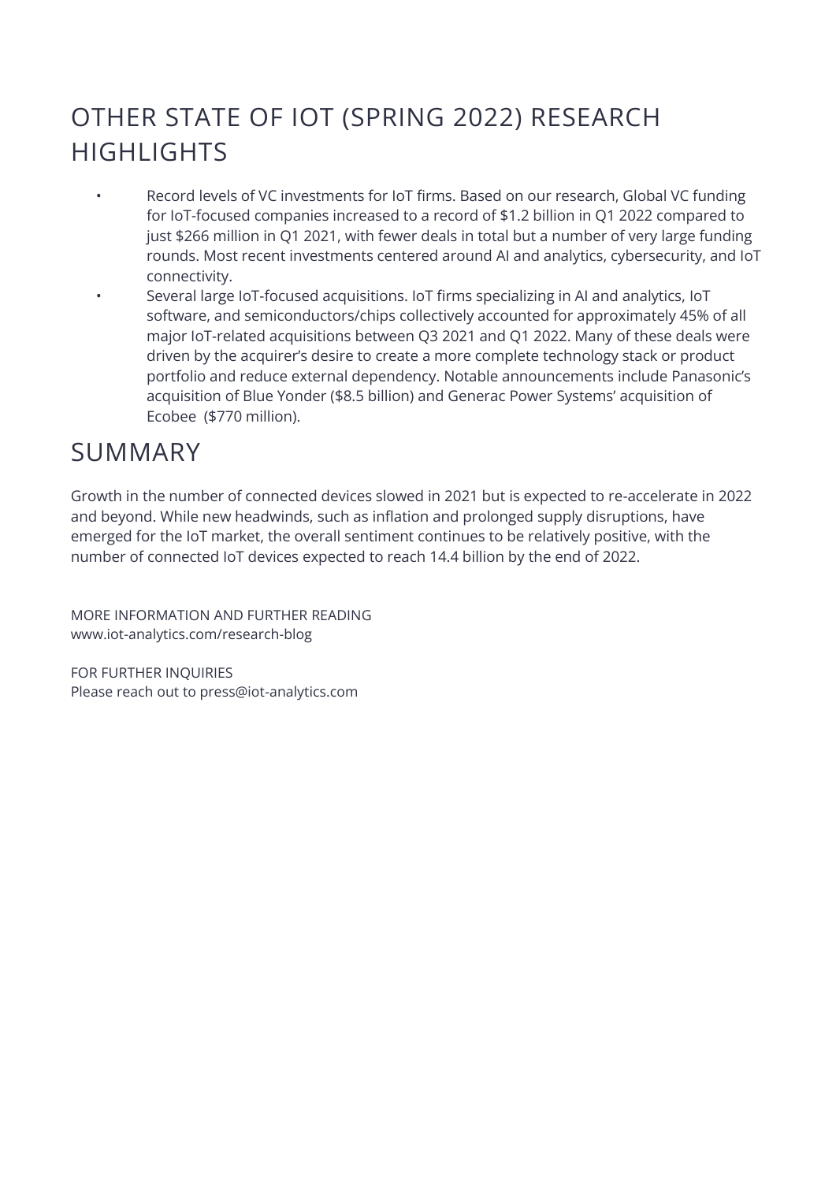# OTHER STATE OF IOT (SPRING 2022) RESEARCH HIGHLIGHTS

- Record levels of VC investments for IoT firms. Based on our research, Global VC funding for IoT-focused companies increased to a record of $1.2 billion in Q1 2022 compared to just $266 million in Q1 2021, with fewer deals in total but a number of very large funding rounds. Most recent investments centered around AI and analytics, cybersecurity, and IoT connectivity.
- Several large IoT-focused acquisitions. IoT firms specializing in AI and analytics, IoT software, and semiconductors/chips collectively accounted for approximately 45% of all major IoT-related acquisitions between Q3 2021 and Q1 2022. Many of these deals were driven by the acquirer's desire to create a more complete technology stack or product portfolio and reduce external dependency. Notable announcements include Panasonic's acquisition of Blue Yonder ($8.5 billion) and Generac Power Systems' acquisition of Ecobee ($770 million).

# SUMMARY

Growth in the number of connected devices slowed in 2021 but is expected to re-accelerate in 2022 and beyond. While new headwinds, such as inflation and prolonged supply disruptions, have emerged for the IoT market, the overall sentiment continues to be relatively positive, with the number of connected IoT devices expected to reach 14.4 billion by the end of 2022.

MORE INFORMATION AND FURTHER READING
www.iot-analytics.com/research-blog

FOR FURTHER INQUIRIES
Please reach out to press@iot-analytics.com